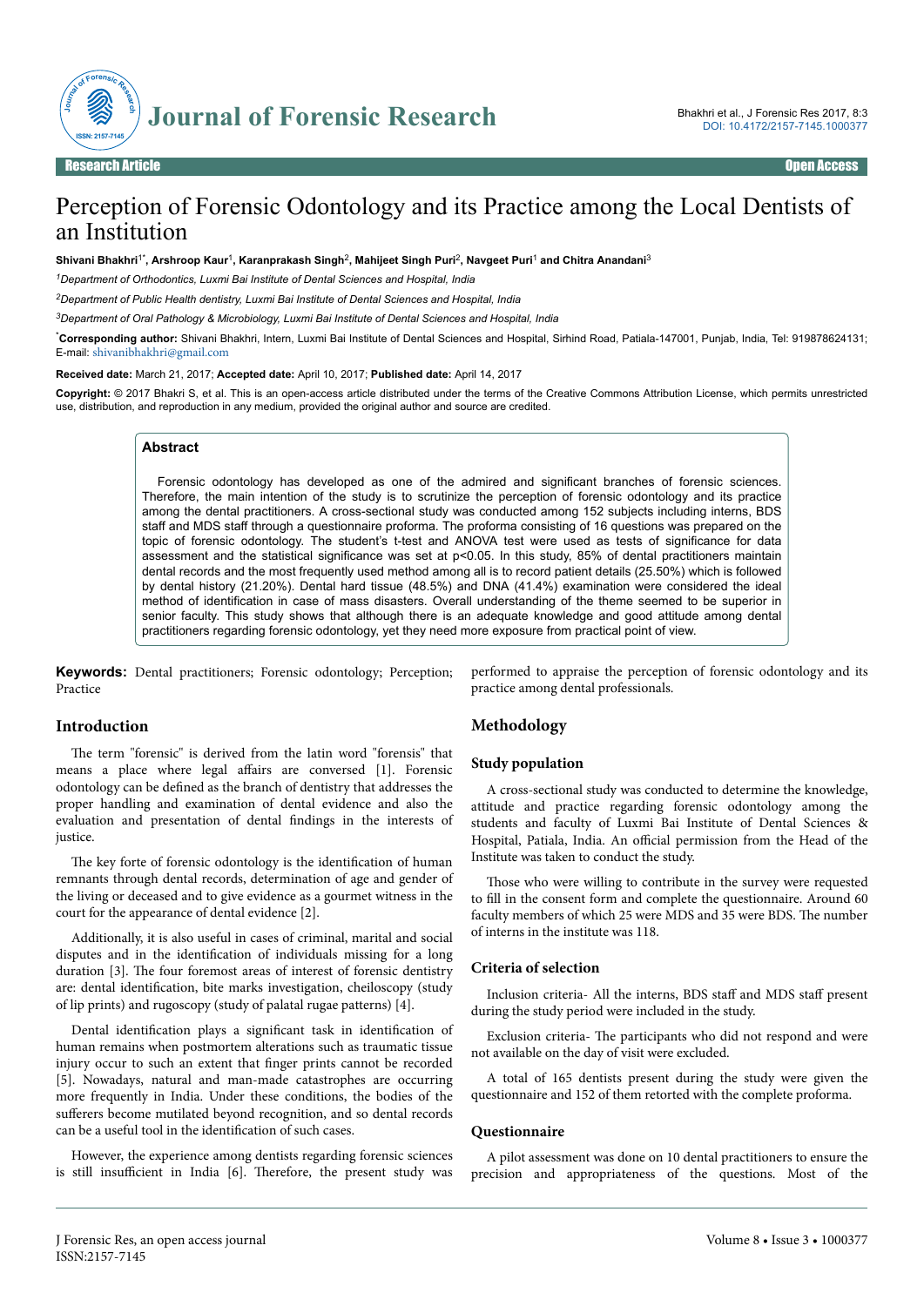# Perception of Forensic Odontology and its Practice among the Local Dentists of an Institution

**Shivani Bhakhri[1*], Arshroop Kaur[1], Karanprakash Singh[2], Mahijeet Singh Puri[2], Navgeet Puri[1] and Chitra Anandani[3]**

*[1]Department of Orthodontics, Luxmi Bai Institute of Dental Sciences and Hospital, India*

*[2]Department of Public Health dentistry, Luxmi Bai Institute of Dental Sciences and Hospital, India*

*[3]Department of Oral Pathology & Microbiology, Luxmi Bai Institute of Dental Sciences and Hospital, India*

[*]**Corresponding author:** Shivani Bhakhri, Intern, Luxmi Bai Institute of Dental Sciences and Hospital, Sirhind Road, Patiala-147001, Punjab, India, Tel: 919878624131; E-mail: shivanibhakhri@gmail.com

**Received date:** March 21, 2017; **Accepted date:** April 10, 2017; **Published date:** April 14, 2017

**Copyright:** © 2017 Bhakri S, et al. This is an open-access article distributed under the terms of the Creative Commons Attribution License, which permits unrestricted use, distribution, and reproduction in any medium, provided the original author and source are credited.

## Abstract

Forensic odontology has developed as one of the admired and significant branches of forensic sciences. Therefore, the main intention of the study is to scrutinize the perception of forensic odontology and its practice among the dental practitioners. A cross-sectional study was conducted among 152 subjects including interns, BDS staff and MDS staff through a questionnaire proforma. The proforma consisting of 16 questions was prepared on the topic of forensic odontology. The student's t-test and ANOVA test were used as tests of significance for data assessment and the statistical significance was set at $p<0.05$. In this study, 85% of dental practitioners maintain dental records and the most frequently used method among all is to record patient details (25.50%) which is followed by dental history (21.20%). Dental hard tissue (48.5%) and DNA (41.4%) examination were considered the ideal method of identification in case of mass disasters. Overall understanding of the theme seemed to be superior in senior faculty. This study shows that although there is an adequate knowledge and good attitude among dental practitioners regarding forensic odontology, yet they need more exposure from practical point of view.

**Keywords:** Dental practitioners; Forensic odontology; Perception; Practice

## Introduction

The term "forensic" is derived from the latin word "forensis" that means a place where legal affairs are conversed [1]. Forensic odontology can be defined as the branch of dentistry that addresses the proper handling and examination of dental evidence and also the evaluation and presentation of dental findings in the interests of justice.

The key forte of forensic odontology is the identification of human remnants through dental records, determination of age and gender of the living or deceased and to give evidence as a gourmet witness in the court for the appearance of dental evidence [2].

Additionally, it is also useful in cases of criminal, marital and social disputes and in the identification of individuals missing for a long duration [3]. The four foremost areas of interest of forensic dentistry are: dental identification, bite marks investigation, cheiloscopy (study of lip prints) and rugoscopy (study of palatal rugae patterns) [4].

Dental identification plays a significant task in identification of human remains when postmortem alterations such as traumatic tissue injury occur to such an extent that finger prints cannot be recorded [5]. Nowadays, natural and man-made catastrophes are occurring more frequently in India. Under these conditions, the bodies of the sufferers become mutilated beyond recognition, and so dental records can be a useful tool in the identification of such cases.

However, the experience among dentists regarding forensic sciences is still insufficient in India [6]. Therefore, the present study was performed to appraise the perception of forensic odontology and its practice among dental professionals.

## Methodology

### Study population

A cross-sectional study was conducted to determine the knowledge, attitude and practice regarding forensic odontology among the students and faculty of Luxmi Bai Institute of Dental Sciences & Hospital, Patiala, India. An official permission from the Head of the Institute was taken to conduct the study.

Those who were willing to contribute in the survey were requested to fill in the consent form and complete the questionnaire. Around 60 faculty members of which 25 were MDS and 35 were BDS. The number of interns in the institute was 118.

### Criteria of selection

Inclusion criteria- All the interns, BDS staff and MDS staff present during the study period were included in the study.

Exclusion criteria- The participants who did not respond and were not available on the day of visit were excluded.

A total of 165 dentists present during the study were given the questionnaire and 152 of them retorted with the complete proforma.

### Questionnaire

A pilot assessment was done on 10 dental practitioners to ensure the precision and appropriateness of the questions. Most of the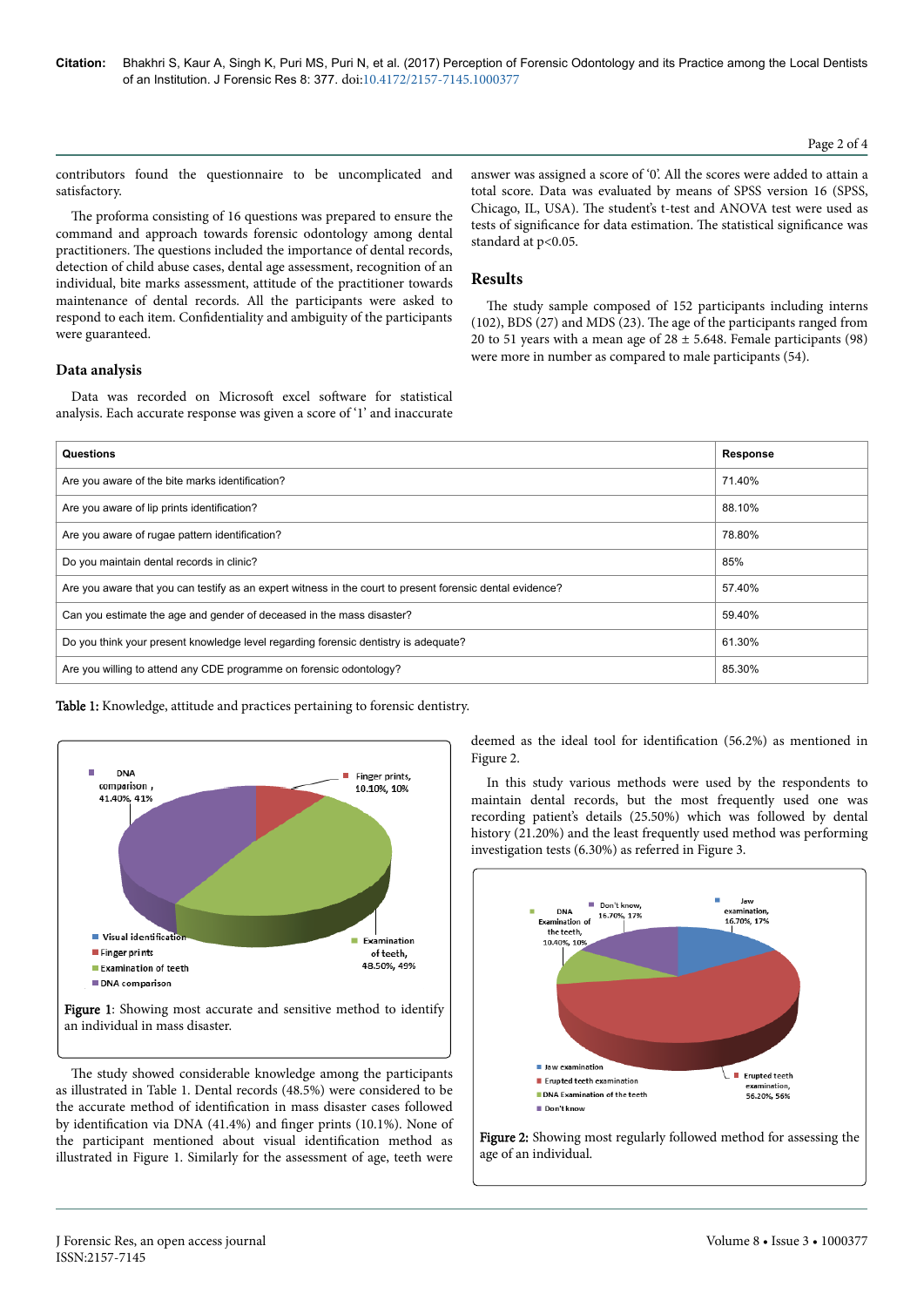contributors found the questionnaire to be uncomplicated and satisfactory.

The proforma consisting of 16 questions was prepared to ensure the command and approach towards forensic odontology among dental practitioners. The questions included the importance of dental records, detection of child abuse cases, dental age assessment, recognition of an individual, bite marks assessment, attitude of the practitioner towards maintenance of dental records. All the participants were asked to respond to each item. Confidentiality and ambiguity of the participants were guaranteed.

## Data analysis

Data was recorded on Microsoft excel software for statistical analysis. Each accurate response was given a score of '1' and inaccurate answer was assigned a score of '0'. All the scores were added to attain a total score. Data was evaluated by means of SPSS version 16 (SPSS, Chicago, IL, USA). The student's t-test and ANOVA test were used as tests of significance for data estimation. The statistical significance was standard at $p<0.05$.

## Results

The study sample composed of 152 participants including interns (102), BDS (27) and MDS (23). The age of the participants ranged from 20 to 51 years with a mean age of 28 ± 5.648. Female participants (98) were more in number as compared to male participants (54).

| Questions | Response |
|---|---|
| Are you aware of the bite marks identification? | 71.40% |
| Are you aware of lip prints identification? | 88.10% |
| Are you aware of rugae pattern identification? | 78.80% |
| Do you maintain dental records in clinic? | 85% |
| Are you aware that you can testify as an expert witness in the court to present forensic dental evidence? | 57.40% |
| Can you estimate the age and gender of deceased in the mass disaster? | 59.40% |
| Do you think your present knowledge level regarding forensic dentistry is adequate? | 61.30% |
| Are you willing to attend any CDE programme on forensic odontology? | 85.30% |

**Table 1:** Knowledge, attitude and practices pertaining to forensic dentistry.

**Figure 1**: Showing most accurate and sensitive method to identify an individual in mass disaster.

The study showed considerable knowledge among the participants as illustrated in Table 1. Dental records (48.5%) were considered to be the accurate method of identification in mass disaster cases followed by identification via DNA (41.4%) and finger prints (10.1%). None of the participant mentioned about visual identification method as illustrated in Figure 1. Similarly for the assessment of age, teeth were deemed as the ideal tool for identification (56.2%) as mentioned in Figure 2.

In this study various methods were used by the respondents to maintain dental records, but the most frequently used one was recording patient's details (25.50%) which was followed by dental history (21.20%) and the least frequently used method was performing investigation tests (6.30%) as referred in Figure 3.

**Figure 2:** Showing most regularly followed method for assessing the age of an individual.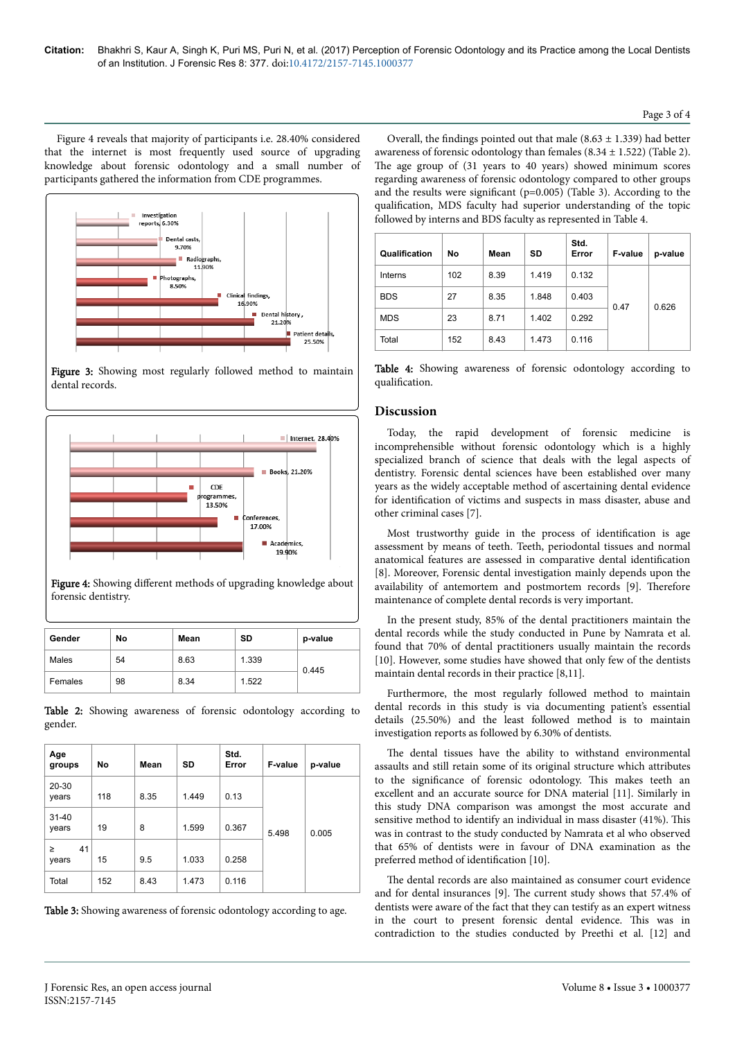Figure 4 reveals that majority of participants i.e. 28.40% considered that the internet is most frequently used source of upgrading knowledge about forensic odontology and a small number of participants gathered the information from CDE programmes.

**Figure 3:** Showing most regularly followed method to maintain dental records.

**Figure 4:** Showing different methods of upgrading knowledge about forensic dentistry.

| Gender | No | Mean | SD | p-value |
|---|---|---|---|---|
| Males | 54 | 8.63 | 1.339 | 0.445 |
| Females | 98 | 8.34 | 1.522 | |

**Table 2:** Showing awareness of forensic odontology according to gender.

| Age groups | No | Mean | SD | Std. Error | F-value | p-value |
|---|---|---|---|---|---|---|
| 20-30 years | 118 | 8.35 | 1.449 | 0.13 | 5.498 | 0.005 |
| 31-40 years | 19 | 8 | 1.599 | 0.367 | | |
| ≥ 41 years | 15 | 9.5 | 1.033 | 0.258 | | |
| Total | 152 | 8.43 | 1.473 | 0.116 | | |

**Table 3:** Showing awareness of forensic odontology according to age.

Overall, the findings pointed out that male (8.63 ± 1.339) had better awareness of forensic odontology than females (8.34 ± 1.522) (Table 2). The age group of (31 years to 40 years) showed minimum scores regarding awareness of forensic odontology compared to other groups and the results were significant (p=0.005) (Table 3). According to the qualification, MDS faculty had superior understanding of the topic followed by interns and BDS faculty as represented in Table 4.

| Qualification | No | Mean | SD | Std. Error | F-value | p-value |
|---|---|---|---|---|---|---|
| Interns | 102 | 8.39 | 1.419 | 0.132 | 0.47 | 0.626 |
| BDS | 27 | 8.35 | 1.848 | 0.403 | | |
| MDS | 23 | 8.71 | 1.402 | 0.292 | | |
| Total | 152 | 8.43 | 1.473 | 0.116 | | |

**Table 4:** Showing awareness of forensic odontology according to qualification.

## Discussion

Today, the rapid development of forensic medicine is incomprehensible without forensic odontology which is a highly specialized branch of science that deals with the legal aspects of dentistry. Forensic dental sciences have been established over many years as the widely acceptable method of ascertaining dental evidence for identification of victims and suspects in mass disaster, abuse and other criminal cases [7].

Most trustworthy guide in the process of identification is age assessment by means of teeth. Teeth, periodontal tissues and normal anatomical features are assessed in comparative dental identification [8]. Moreover, Forensic dental investigation mainly depends upon the availability of antemortem and postmortem records [9]. Therefore maintenance of complete dental records is very important.

In the present study, 85% of the dental practitioners maintain the dental records while the study conducted in Pune by Namrata et al. found that 70% of dental practitioners usually maintain the records [10]. However, some studies have showed that only few of the dentists maintain dental records in their practice [8,11].

Furthermore, the most regularly followed method to maintain dental records in this study is via documenting patient's essential details (25.50%) and the least followed method is to maintain investigation reports as followed by 6.30% of dentists.

The dental tissues have the ability to withstand environmental assaults and still retain some of its original structure which attributes to the significance of forensic odontology. This makes teeth an excellent and an accurate source for DNA material [11]. Similarly in this study DNA comparison was amongst the most accurate and sensitive method to identify an individual in mass disaster (41%). This was in contrast to the study conducted by Namrata et al who observed that 65% of dentists were in favour of DNA examination as the preferred method of identification [10].

The dental records are also maintained as consumer court evidence and for dental insurances [9]. The current study shows that 57.4% of dentists were aware of the fact that they can testify as an expert witness in the court to present forensic dental evidence. This was in contradiction to the studies conducted by Preethi et al. [12] and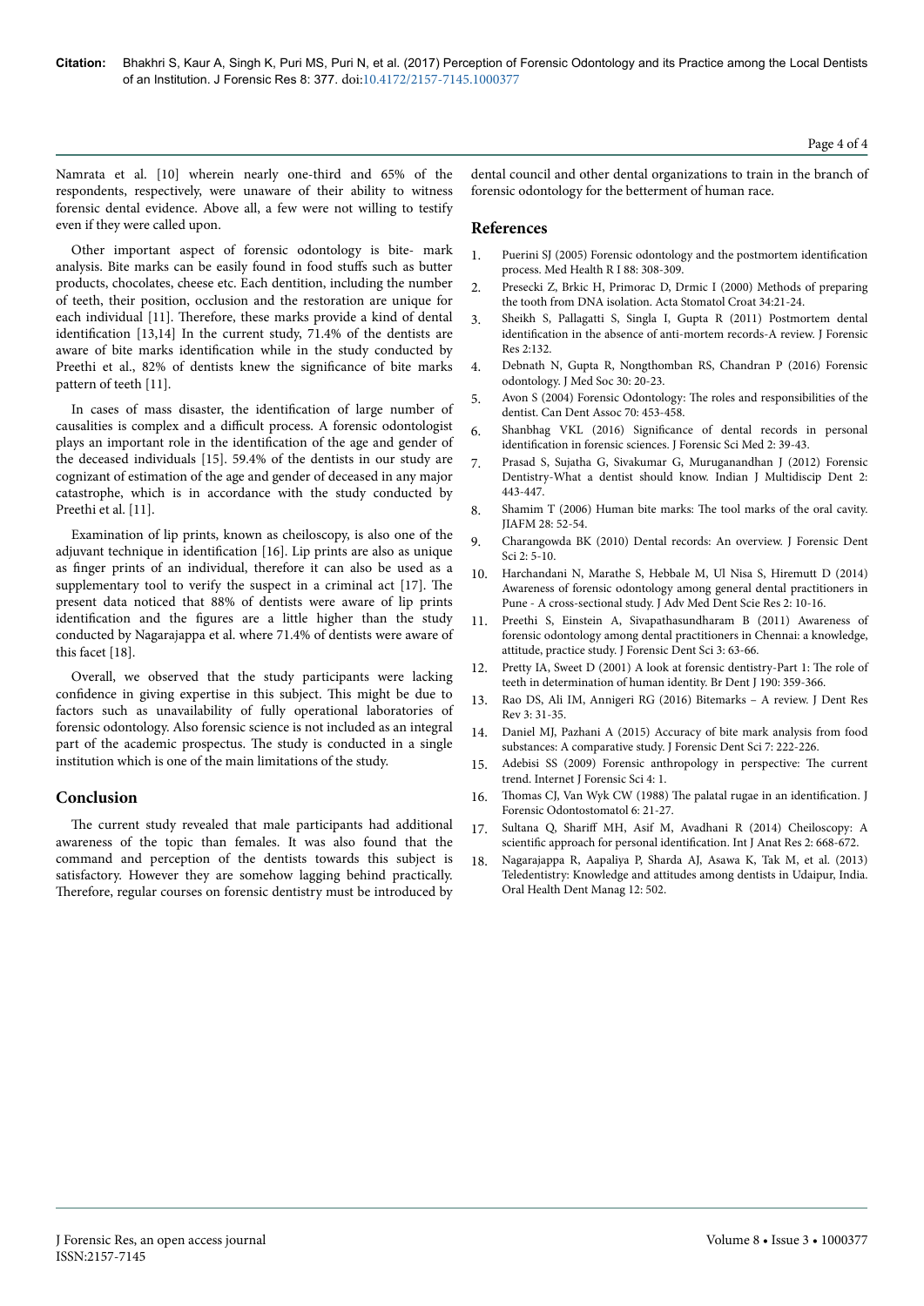Namrata et al. [10] wherein nearly one-third and 65% of the respondents, respectively, were unaware of their ability to witness forensic dental evidence. Above all, a few were not willing to testify even if they were called upon.

Other important aspect of forensic odontology is bite- mark analysis. Bite marks can be easily found in food stuffs such as butter products, chocolates, cheese etc. Each dentition, including the number of teeth, their position, occlusion and the restoration are unique for each individual [11]. Therefore, these marks provide a kind of dental identification [13,14] In the current study, 71.4% of the dentists are aware of bite marks identification while in the study conducted by Preethi et al., 82% of dentists knew the significance of bite marks pattern of teeth [11].

In cases of mass disaster, the identification of large number of causalities is complex and a difficult process. A forensic odontologist plays an important role in the identification of the age and gender of the deceased individuals [15]. 59.4% of the dentists in our study are cognizant of estimation of the age and gender of deceased in any major catastrophe, which is in accordance with the study conducted by Preethi et al. [11].

Examination of lip prints, known as cheiloscopy, is also one of the adjuvant technique in identification [16]. Lip prints are also as unique as finger prints of an individual, therefore it can also be used as a supplementary tool to verify the suspect in a criminal act [17]. The present data noticed that 88% of dentists were aware of lip prints identification and the figures are a little higher than the study conducted by Nagarajappa et al. where 71.4% of dentists were aware of this facet [18].

Overall, we observed that the study participants were lacking confidence in giving expertise in this subject. This might be due to factors such as unavailability of fully operational laboratories of forensic odontology. Also forensic science is not included as an integral part of the academic prospectus. The study is conducted in a single institution which is one of the main limitations of the study.

## Conclusion

The current study revealed that male participants had additional awareness of the topic than females. It was also found that the command and perception of the dentists towards this subject is satisfactory. However they are somehow lagging behind practically. Therefore, regular courses on forensic dentistry must be introduced by dental council and other dental organizations to train in the branch of forensic odontology for the betterment of human race.

## References

1. Puerini SJ (2005) Forensic odontology and the postmortem identification process. Med Health R I 88: 308-309.
2. Presecki Z, Brkic H, Primorac D, Drmic I (2000) Methods of preparing the tooth from DNA isolation. Acta Stomatol Croat 34:21-24.
3. Sheikh S, Pallagatti S, Singla I, Gupta R (2011) Postmortem dental identification in the absence of anti-mortem records-A review. J Forensic Res 2:132.
4. Debnath N, Gupta R, Nongthomban RS, Chandran P (2016) Forensic odontology. J Med Soc 30: 20-23.
5. Avon S (2004) Forensic Odontology: The roles and responsibilities of the dentist. Can Dent Assoc 70: 453-458.
6. Shanbhag VKL (2016) Significance of dental records in personal identification in forensic sciences. J Forensic Sci Med 2: 39-43.
7. Prasad S, Sujatha G, Sivakumar G, Muruganandhan J (2012) Forensic Dentistry-What a dentist should know. Indian J Multidiscip Dent 2: 443-447.
8. Shamim T (2006) Human bite marks: The tool marks of the oral cavity. JIAFM 28: 52-54.
9. Charangowda BK (2010) Dental records: An overview. J Forensic Dent Sci 2: 5-10.
10. Harchandani N, Marathe S, Hebbale M, Ul Nisa S, Hiremutt D (2014) Awareness of forensic odontology among general dental practitioners in Pune - A cross-sectional study. J Adv Med Dent Scie Res 2: 10-16.
11. Preethi S, Einstein A, Sivapathasundharam B (2011) Awareness of forensic odontology among dental practitioners in Chennai: a knowledge, attitude, practice study. J Forensic Dent Sci 3: 63-66.
12. Pretty IA, Sweet D (2001) A look at forensic dentistry-Part 1: The role of teeth in determination of human identity. Br Dent J 190: 359-366.
13. Rao DS, Ali IM, Annigeri RG (2016) Bitemarks – A review. J Dent Res Rev 3: 31-35.
14. Daniel MJ, Pazhani A (2015) Accuracy of bite mark analysis from food substances: A comparative study. J Forensic Dent Sci 7: 222-226.
15. Adebisi SS (2009) Forensic anthropology in perspective: The current trend. Internet J Forensic Sci 4: 1.
16. Thomas CJ, Van Wyk CW (1988) The palatal rugae in an identification. J Forensic Odontostomatol 6: 21-27.
17. Sultana Q, Shariff MH, Asif M, Avadhani R (2014) Cheiloscopy: A scientific approach for personal identification. Int J Anat Res 2: 668-672.
18. Nagarajappa R, Aapaliya P, Sharda AJ, Asawa K, Tak M, et al. (2013) Teledentistry: Knowledge and attitudes among dentists in Udaipur, India. Oral Health Dent Manag 12: 502.